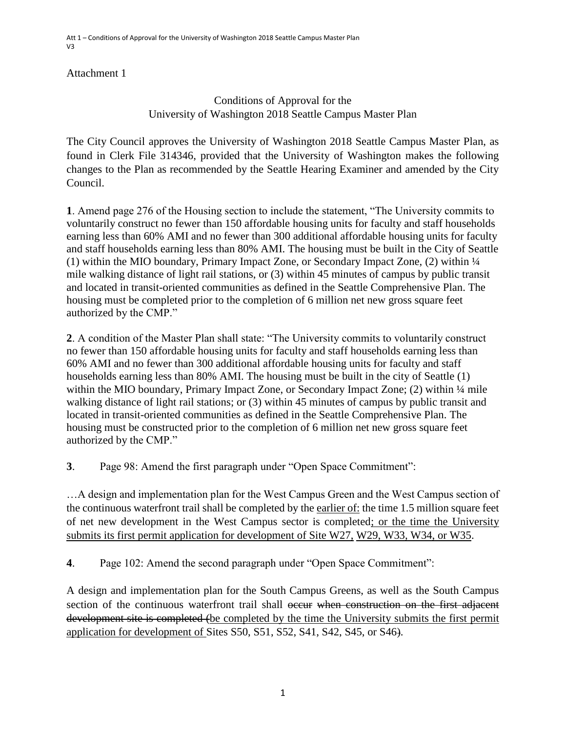Attachment 1

Conditions of Approval for the
University of Washington 2018 Seattle Campus Master Plan

The City Council approves the University of Washington 2018 Seattle Campus Master Plan, as found in Clerk File 314346, provided that the University of Washington makes the following changes to the Plan as recommended by the Seattle Hearing Examiner and amended by the City Council.

**1**. Amend page 276 of the Housing section to include the statement, "The University commits to voluntarily construct no fewer than 150 affordable housing units for faculty and staff households earning less than 60% AMI and no fewer than 300 additional affordable housing units for faculty and staff households earning less than 80% AMI. The housing must be built in the City of Seattle (1) within the MIO boundary, Primary Impact Zone, or Secondary Impact Zone, (2) within ¼ mile walking distance of light rail stations, or (3) within 45 minutes of campus by public transit and located in transit-oriented communities as defined in the Seattle Comprehensive Plan. The housing must be completed prior to the completion of 6 million net new gross square feet authorized by the CMP."

**2**. A condition of the Master Plan shall state: "The University commits to voluntarily construct no fewer than 150 affordable housing units for faculty and staff households earning less than 60% AMI and no fewer than 300 additional affordable housing units for faculty and staff households earning less than 80% AMI. The housing must be built in the city of Seattle (1) within the MIO boundary, Primary Impact Zone, or Secondary Impact Zone; (2) within ¼ mile walking distance of light rail stations; or (3) within 45 minutes of campus by public transit and located in transit-oriented communities as defined in the Seattle Comprehensive Plan. The housing must be constructed prior to the completion of 6 million net new gross square feet authorized by the CMP."

**3**. Page 98: Amend the first paragraph under "Open Space Commitment":

…A design and implementation plan for the West Campus Green and the West Campus section of the continuous waterfront trail shall be completed by the <u>earlier of:</u> the time 1.5 million square feet of net new development in the West Campus sector is completed<u>; or the time the University submits its first permit application for development of Site W27, W29, W33, W34, or W35</u>.

**4**. Page 102: Amend the second paragraph under "Open Space Commitment":

A design and implementation plan for the South Campus Greens, as well as the South Campus section of the continuous waterfront trail shall ~~occur when construction on the first adjacent development site is completed (~~<u>be completed by the time the University submits the first permit application for development of </u>Sites S50, S51, S52, S41, S42, S45, or S46~~)~~.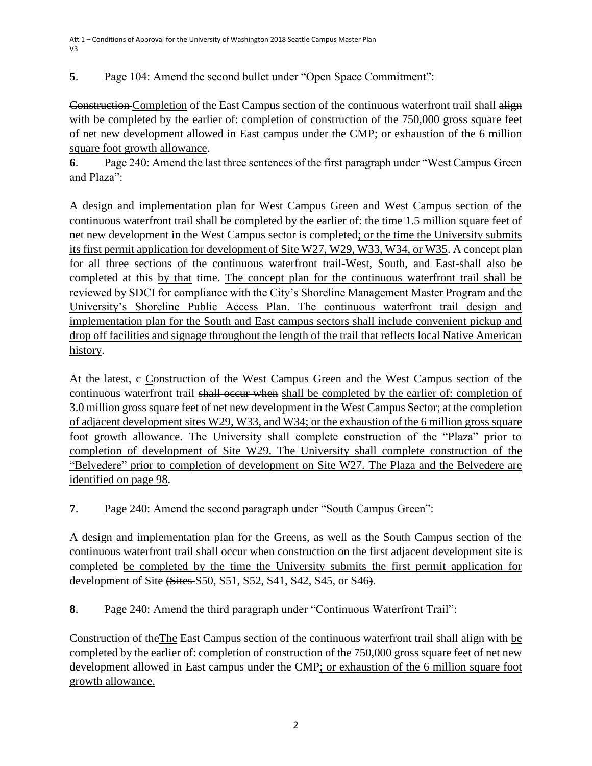**5**. Page 104: Amend the second bullet under "Open Space Commitment":

~~Construction~~ <u>Completion</u> of the East Campus section of the continuous waterfront trail shall ~~align with~~ <u>be completed by the earlier of:</u> completion of construction of the 750,000 <u>gross</u> square feet of net new development allowed in East campus under the CMP<u>; or exhaustion of the 6 million square foot growth allowance</u>.

**6**. Page 240: Amend the last three sentences of the first paragraph under "West Campus Green and Plaza":

A design and implementation plan for West Campus Green and West Campus section of the continuous waterfront trail shall be completed by the <u>earlier of:</u> the time 1.5 million square feet of net new development in the West Campus sector is completed<u>; or the time the University submits its first permit application for development of Site W27, W29, W33, W34, or W35</u>. A concept plan for all three sections of the continuous waterfront trail-West, South, and East-shall also be completed ~~at this~~ <u>by that</u> time. <u>The concept plan for the continuous waterfront trail shall be reviewed by SDCI for compliance with the City's Shoreline Management Master Program and the University's Shoreline Public Access Plan. The continuous waterfront trail design and implementation plan for the South and East campus sectors shall include convenient pickup and drop off facilities and signage throughout the length of the trail that reflects local Native American history</u>.

~~At the latest, c~~ <u>C</u>onstruction of the West Campus Green and the West Campus section of the continuous waterfront trail ~~shall occur when~~ <u>shall be completed by the earlier of: completion of</u> 3.0 million gross square feet of net new development in the West Campus Sector<u>; at the completion of adjacent development sites W29, W33, and W34; or the exhaustion of the 6 million gross square foot growth allowance. The University shall complete construction of the "Plaza" prior to completion of development of Site W29. The University shall complete construction of the "Belvedere" prior to completion of development on Site W27. The Plaza and the Belvedere are identified on page 98</u>.

**7**. Page 240: Amend the second paragraph under "South Campus Green":

A design and implementation plan for the Greens, as well as the South Campus section of the continuous waterfront trail shall ~~occur when construction on the first adjacent development site is completed~~ <u>be completed by the time the University submits the first permit application for development of Site</u> ~~(Sites~~ <u>S50, S51, S52, S41, S42, S45, or S46</u>~~)~~.

**8**. Page 240: Amend the third paragraph under "Continuous Waterfront Trail":

~~Construction of the~~<u>The</u> East Campus section of the continuous waterfront trail shall ~~align with~~ <u>be completed by the</u> <u>earlier of:</u> completion of construction of the 750,000 <u>gross</u> square feet of net new development allowed in East campus under the CMP<u>; or exhaustion of the 6 million square foot growth allowance.</u>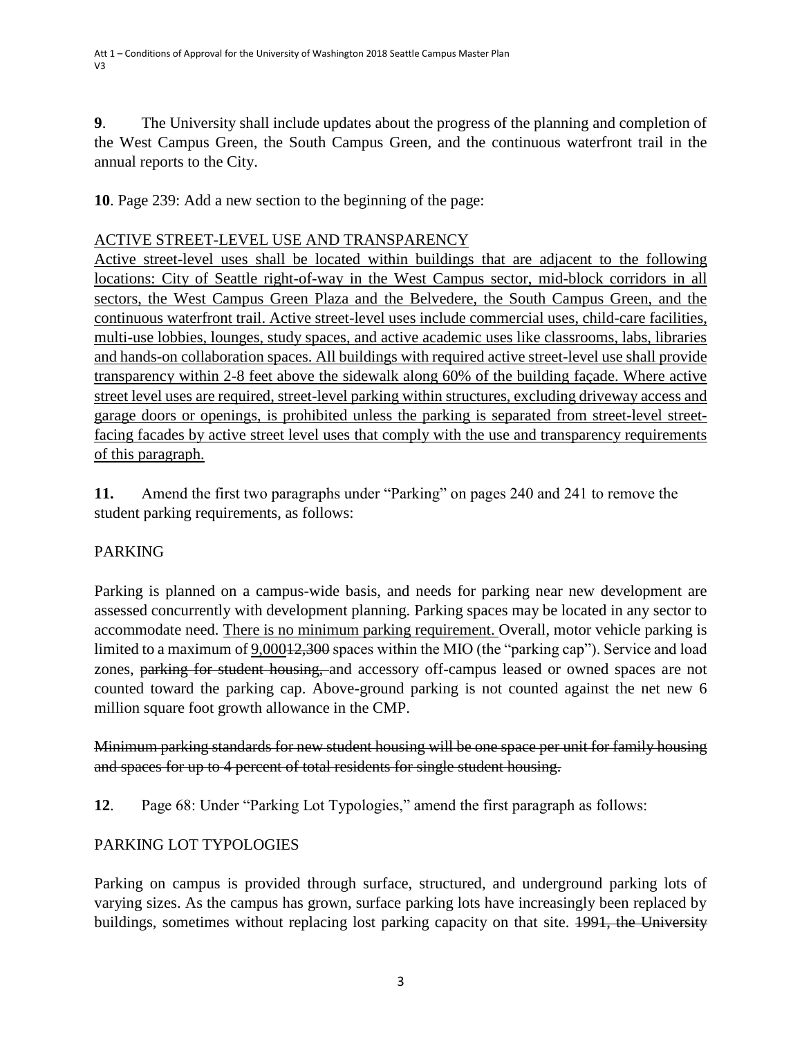**9**. The University shall include updates about the progress of the planning and completion of the West Campus Green, the South Campus Green, and the continuous waterfront trail in the annual reports to the City.

**10**. Page 239: Add a new section to the beginning of the page:

<u>ACTIVE STREET-LEVEL USE AND TRANSPARENCY</u>

<u>Active street-level uses shall be located within buildings that are adjacent to the following locations: City of Seattle right-of-way in the West Campus sector, mid-block corridors in all sectors, the West Campus Green Plaza and the Belvedere, the South Campus Green, and the continuous waterfront trail. Active street-level uses include commercial uses, child-care facilities, multi-use lobbies, lounges, study spaces, and active academic uses like classrooms, labs, libraries and hands-on collaboration spaces. All buildings with required active street-level use shall provide transparency within 2-8 feet above the sidewalk along 60% of the building façade. Where active street level uses are required, street-level parking within structures, excluding driveway access and garage doors or openings, is prohibited unless the parking is separated from street-level street-facing facades by active street level uses that comply with the use and transparency requirements of this paragraph.</u>

**11.** Amend the first two paragraphs under "Parking" on pages 240 and 241 to remove the student parking requirements, as follows:

PARKING

Parking is planned on a campus-wide basis, and needs for parking near new development are assessed concurrently with development planning. Parking spaces may be located in any sector to accommodate need. <u>There is no minimum parking requirement.</u> Overall, motor vehicle parking is limited to a maximum of <u>9,000</u>~~12,300~~ spaces within the MIO (the "parking cap"). Service and load zones, ~~parking for student housing,~~ and accessory off-campus leased or owned spaces are not counted toward the parking cap. Above-ground parking is not counted against the net new 6 million square foot growth allowance in the CMP.

~~Minimum parking standards for new student housing will be one space per unit for family housing and spaces for up to 4 percent of total residents for single student housing.~~

**12**. Page 68: Under "Parking Lot Typologies," amend the first paragraph as follows:

PARKING LOT TYPOLOGIES

Parking on campus is provided through surface, structured, and underground parking lots of varying sizes. As the campus has grown, surface parking lots have increasingly been replaced by buildings, sometimes without replacing lost parking capacity on that site. ~~1991, the University~~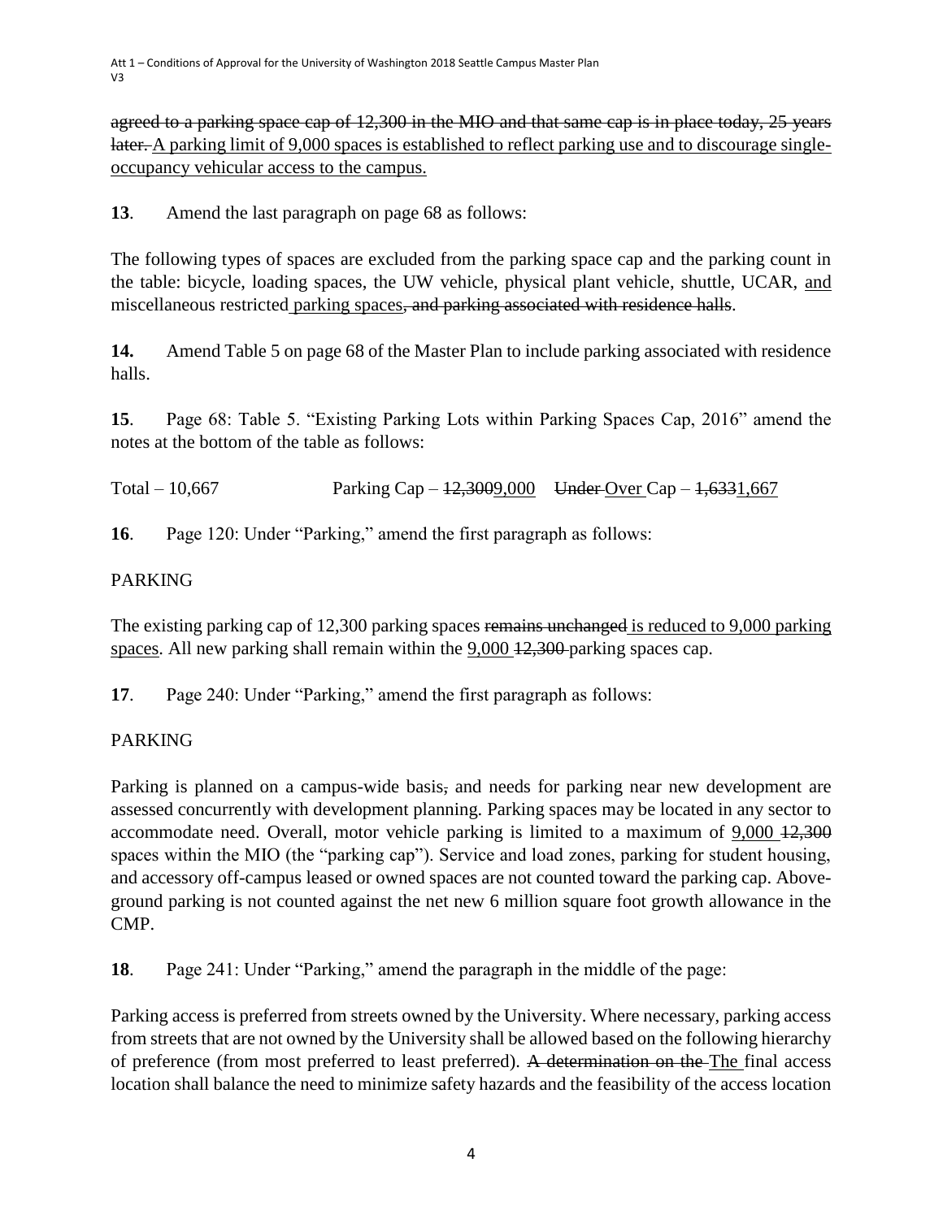~~agreed to a parking space cap of 12,300 in the MIO and that same cap is in place today, 25 years later.~~ <u>A parking limit of 9,000 spaces is established to reflect parking use and to discourage single-occupancy vehicular access to the campus.</u>

**13**. Amend the last paragraph on page 68 as follows:

The following types of spaces are excluded from the parking space cap and the parking count in the table: bicycle, loading spaces, the UW vehicle, physical plant vehicle, shuttle, UCAR, <u>and</u> miscellaneous restricted <u>parking spaces</u>~~, and parking associated with residence halls~~.

**14.** Amend Table 5 on page 68 of the Master Plan to include parking associated with residence halls.

**15**. Page 68: Table 5. "Existing Parking Lots within Parking Spaces Cap, 2016" amend the notes at the bottom of the table as follows:

Total – 10,667 Parking Cap – ~~12,300~~<u>9,000</u> ~~Under~~ <u>Over</u> Cap – ~~1,633~~<u>1,667</u>

**16**. Page 120: Under "Parking," amend the first paragraph as follows:

PARKING

The existing parking cap of 12,300 parking spaces ~~remains unchanged~~ <u>is reduced to 9,000 parking spaces</u>. All new parking shall remain within the <u>9,000</u> ~~12,300~~ parking spaces cap.

**17**. Page 240: Under "Parking," amend the first paragraph as follows:

PARKING

Parking is planned on a campus-wide basis~~,~~ and needs for parking near new development are assessed concurrently with development planning. Parking spaces may be located in any sector to accommodate need. Overall, motor vehicle parking is limited to a maximum of <u>9,000</u> ~~12,300~~ spaces within the MIO (the "parking cap"). Service and load zones, parking for student housing, and accessory off-campus leased or owned spaces are not counted toward the parking cap. Above-ground parking is not counted against the net new 6 million square foot growth allowance in the CMP.

**18**. Page 241: Under "Parking," amend the paragraph in the middle of the page:

Parking access is preferred from streets owned by the University. Where necessary, parking access from streets that are not owned by the University shall be allowed based on the following hierarchy of preference (from most preferred to least preferred). ~~A determination on the~~ <u>The</u> final access location shall balance the need to minimize safety hazards and the feasibility of the access location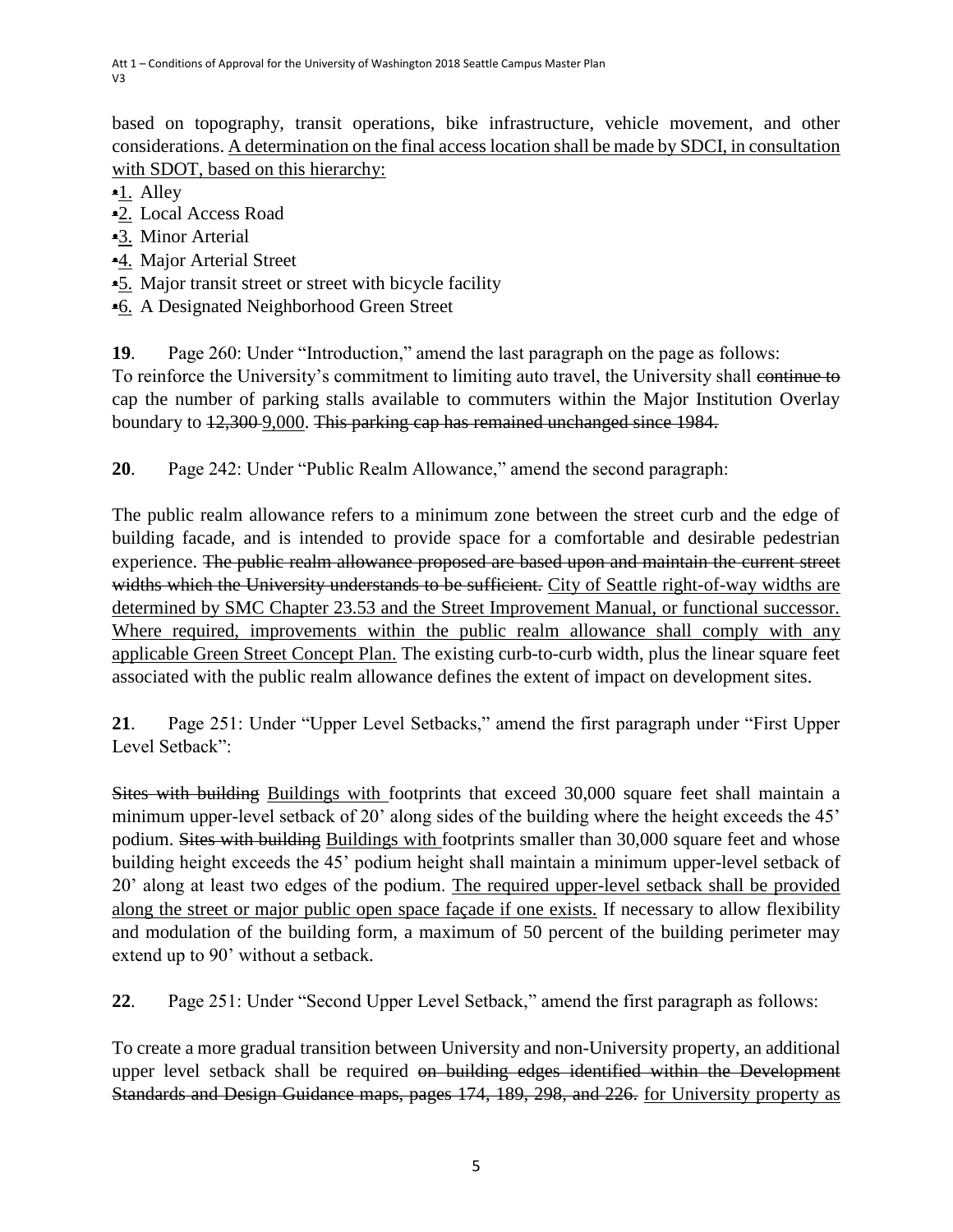based on topography, transit operations, bike infrastructure, vehicle movement, and other considerations. <u>A determination on the final access location shall be made by SDCI, in consultation with SDOT, based on this hierarchy:</u>

~~•~~<u>1.</u> Alley
~~•~~<u>2.</u> Local Access Road
~~•~~<u>3.</u> Minor Arterial
~~•~~<u>4.</u> Major Arterial Street
~~•~~<u>5.</u> Major transit street or street with bicycle facility
~~•~~<u>6.</u> A Designated Neighborhood Green Street

**19**. Page 260: Under "Introduction," amend the last paragraph on the page as follows:
To reinforce the University's commitment to limiting auto travel, the University shall ~~continue to~~ cap the number of parking stalls available to commuters within the Major Institution Overlay boundary to ~~12,300~~ <u>9,000</u>. ~~This parking cap has remained unchanged since 1984.~~

**20**. Page 242: Under "Public Realm Allowance," amend the second paragraph:

The public realm allowance refers to a minimum zone between the street curb and the edge of building facade, and is intended to provide space for a comfortable and desirable pedestrian experience. ~~The public realm allowance proposed are based upon and maintain the current street widths which the University understands to be sufficient.~~ <u>City of Seattle right-of-way widths are determined by SMC Chapter 23.53 and the Street Improvement Manual, or functional successor. Where required, improvements within the public realm allowance shall comply with any applicable Green Street Concept Plan.</u> The existing curb-to-curb width, plus the linear square feet associated with the public realm allowance defines the extent of impact on development sites.

**21**. Page 251: Under "Upper Level Setbacks," amend the first paragraph under "First Upper Level Setback":

~~Sites with building~~ <u>Buildings with</u> footprints that exceed 30,000 square feet shall maintain a minimum upper-level setback of 20' along sides of the building where the height exceeds the 45' podium. ~~Sites with building~~ <u>Buildings with</u> footprints smaller than 30,000 square feet and whose building height exceeds the 45' podium height shall maintain a minimum upper-level setback of 20' along at least two edges of the podium. <u>The required upper-level setback shall be provided along the street or major public open space façade if one exists.</u> If necessary to allow flexibility and modulation of the building form, a maximum of 50 percent of the building perimeter may extend up to 90' without a setback.

**22**. Page 251: Under "Second Upper Level Setback," amend the first paragraph as follows:

To create a more gradual transition between University and non-University property, an additional upper level setback shall be required ~~on building edges identified within the Development Standards and Design Guidance maps, pages 174, 189, 298, and 226.~~ <u>for University property as</u>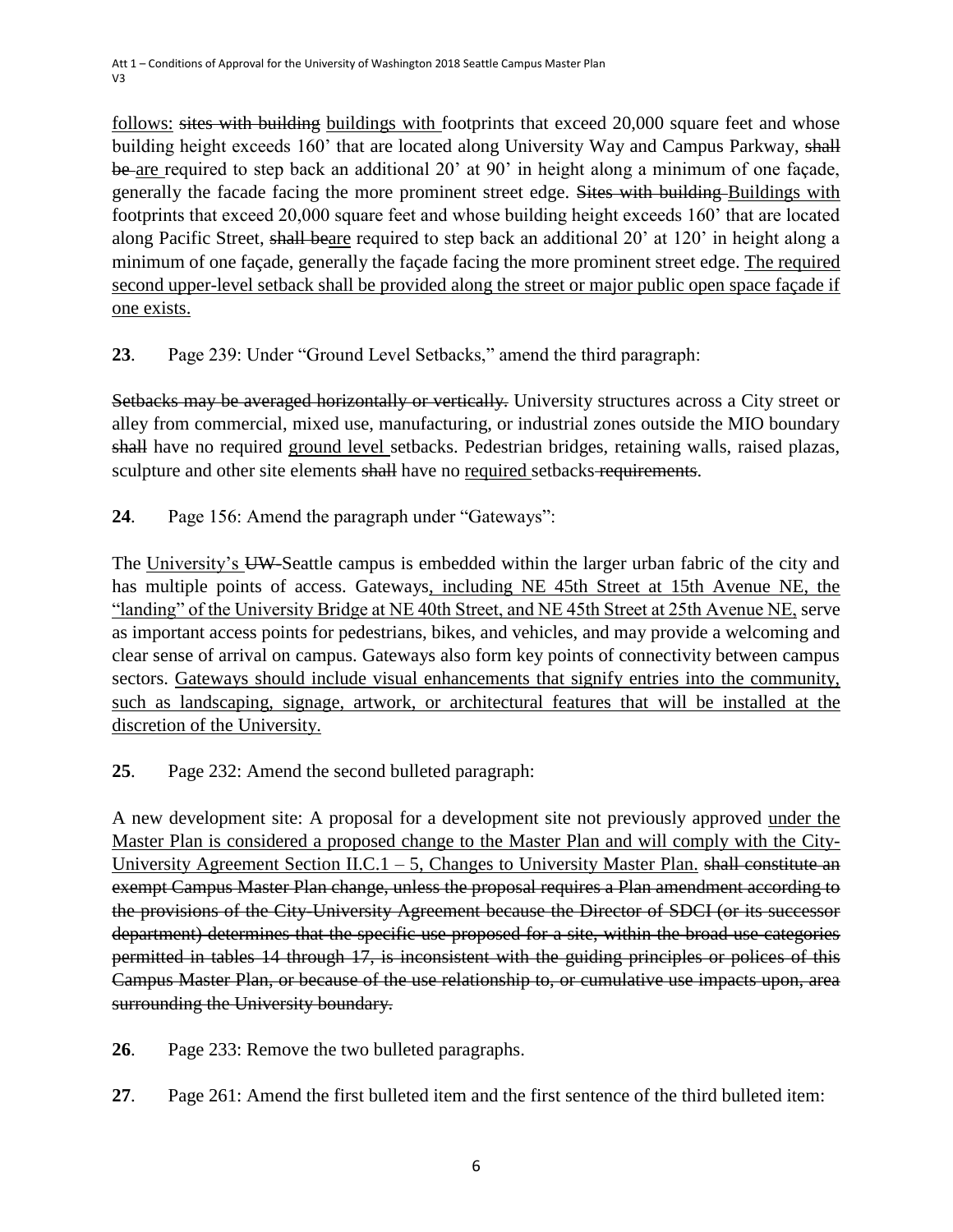<u>follows:</u> ~~sites with building~~ <u>buildings with</u> footprints that exceed 20,000 square feet and whose building height exceeds 160' that are located along University Way and Campus Parkway, ~~shall be~~ <u>are</u> required to step back an additional 20' at 90' in height along a minimum of one façade, generally the facade facing the more prominent street edge. ~~Sites with building~~ <u>Buildings with</u> footprints that exceed 20,000 square feet and whose building height exceeds 160' that are located along Pacific Street, ~~shall be~~<u>are</u> required to step back an additional 20' at 120' in height along a minimum of one façade, generally the façade facing the more prominent street edge. <u>The required second upper-level setback shall be provided along the street or major public open space façade if one exists.</u>

**23**. Page 239: Under "Ground Level Setbacks," amend the third paragraph:

~~Setbacks may be averaged horizontally or vertically.~~ University structures across a City street or alley from commercial, mixed use, manufacturing, or industrial zones outside the MIO boundary ~~shall~~ have no required <u>ground level</u> setbacks. Pedestrian bridges, retaining walls, raised plazas, sculpture and other site elements ~~shall~~ have no <u>required</u> setbacks ~~requirements~~.

**24**. Page 156: Amend the paragraph under "Gateways":

The <u>University's</u> ~~UW~~ Seattle campus is embedded within the larger urban fabric of the city and has multiple points of access. Gateways<u>, including NE 45th Street at 15th Avenue NE, the "landing" of the University Bridge at NE 40th Street, and NE 45th Street at 25th Avenue NE,</u> serve as important access points for pedestrians, bikes, and vehicles, and may provide a welcoming and clear sense of arrival on campus. Gateways also form key points of connectivity between campus sectors. <u>Gateways should include visual enhancements that signify entries into the community, such as landscaping, signage, artwork, or architectural features that will be installed at the discretion of the University.</u>

**25**. Page 232: Amend the second bulleted paragraph:

A new development site: A proposal for a development site not previously approved <u>under the Master Plan is considered a proposed change to the Master Plan and will comply with the City-University Agreement Section II.C.1 – 5, Changes to University Master Plan.</u> ~~shall constitute an exempt Campus Master Plan change, unless the proposal requires a Plan amendment according to the provisions of the City-University Agreement because the Director of SDCI (or its successor department) determines that the specific use proposed for a site, within the broad use categories permitted in tables 14 through 17, is inconsistent with the guiding principles or polices of this Campus Master Plan, or because of the use relationship to, or cumulative use impacts upon, area surrounding the University boundary.~~

**26**. Page 233: Remove the two bulleted paragraphs.

**27**. Page 261: Amend the first bulleted item and the first sentence of the third bulleted item: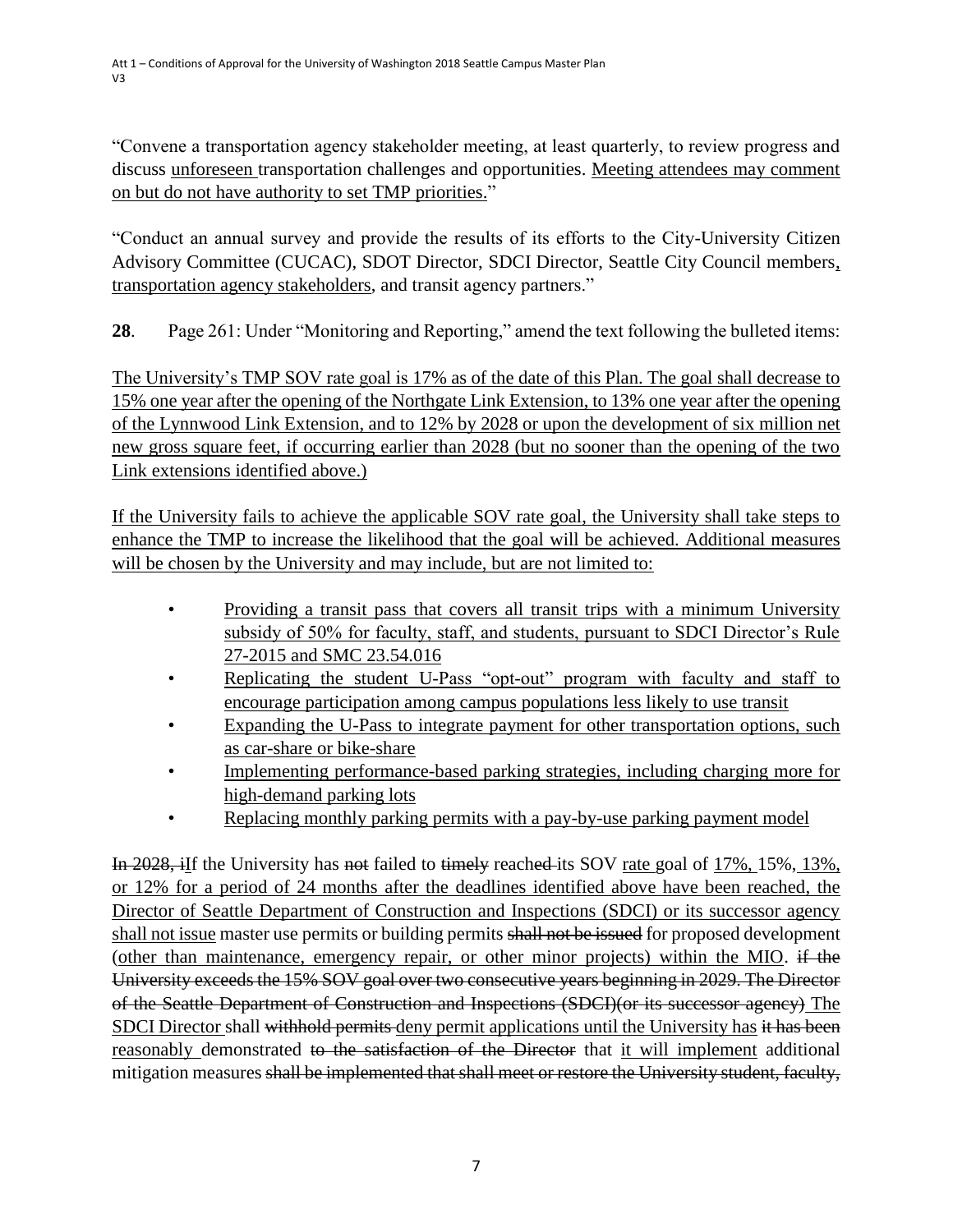"Convene a transportation agency stakeholder meeting, at least quarterly, to review progress and discuss unforeseen transportation challenges and opportunities. Meeting attendees may comment on but do not have authority to set TMP priorities."

"Conduct an annual survey and provide the results of its efforts to the City-University Citizen Advisory Committee (CUCAC), SDOT Director, SDCI Director, Seattle City Council members, transportation agency stakeholders, and transit agency partners."

**28**. Page 261: Under "Monitoring and Reporting," amend the text following the bulleted items:

The University's TMP SOV rate goal is 17% as of the date of this Plan. The goal shall decrease to 15% one year after the opening of the Northgate Link Extension, to 13% one year after the opening of the Lynnwood Link Extension, and to 12% by 2028 or upon the development of six million net new gross square feet, if occurring earlier than 2028 (but no sooner than the opening of the two Link extensions identified above.)

If the University fails to achieve the applicable SOV rate goal, the University shall take steps to enhance the TMP to increase the likelihood that the goal will be achieved. Additional measures will be chosen by the University and may include, but are not limited to:

- Providing a transit pass that covers all transit trips with a minimum University subsidy of 50% for faculty, staff, and students, pursuant to SDCI Director's Rule 27-2015 and SMC 23.54.016
- Replicating the student U-Pass "opt-out" program with faculty and staff to encourage participation among campus populations less likely to use transit
- Expanding the U-Pass to integrate payment for other transportation options, such as car-share or bike-share
- Implementing performance-based parking strategies, including charging more for high-demand parking lots
- Replacing monthly parking permits with a pay-by-use parking payment model

~~In 2028, i~~If the University has ~~not~~ failed to ~~timely~~ reach~~ed~~ its SOV rate goal of 17%, 15%, 13%, or 12% for a period of 24 months after the deadlines identified above have been reached, the Director of Seattle Department of Construction and Inspections (SDCI) or its successor agency shall not issue master use permits or building permits ~~shall not be issued~~ for proposed development (other than maintenance, emergency repair, or other minor projects) within the MIO. ~~if the University exceeds the 15% SOV goal over two consecutive years beginning in 2029. The Director of the Seattle Department of Construction and Inspections (SDCI)(or its successor agency)~~ The SDCI Director shall ~~withhold permits~~ deny permit applications until the University has ~~it has been~~ reasonably demonstrated ~~to the satisfaction of the Director~~ that it will implement additional mitigation measures ~~shall be implemented that shall meet or restore the University student, faculty,~~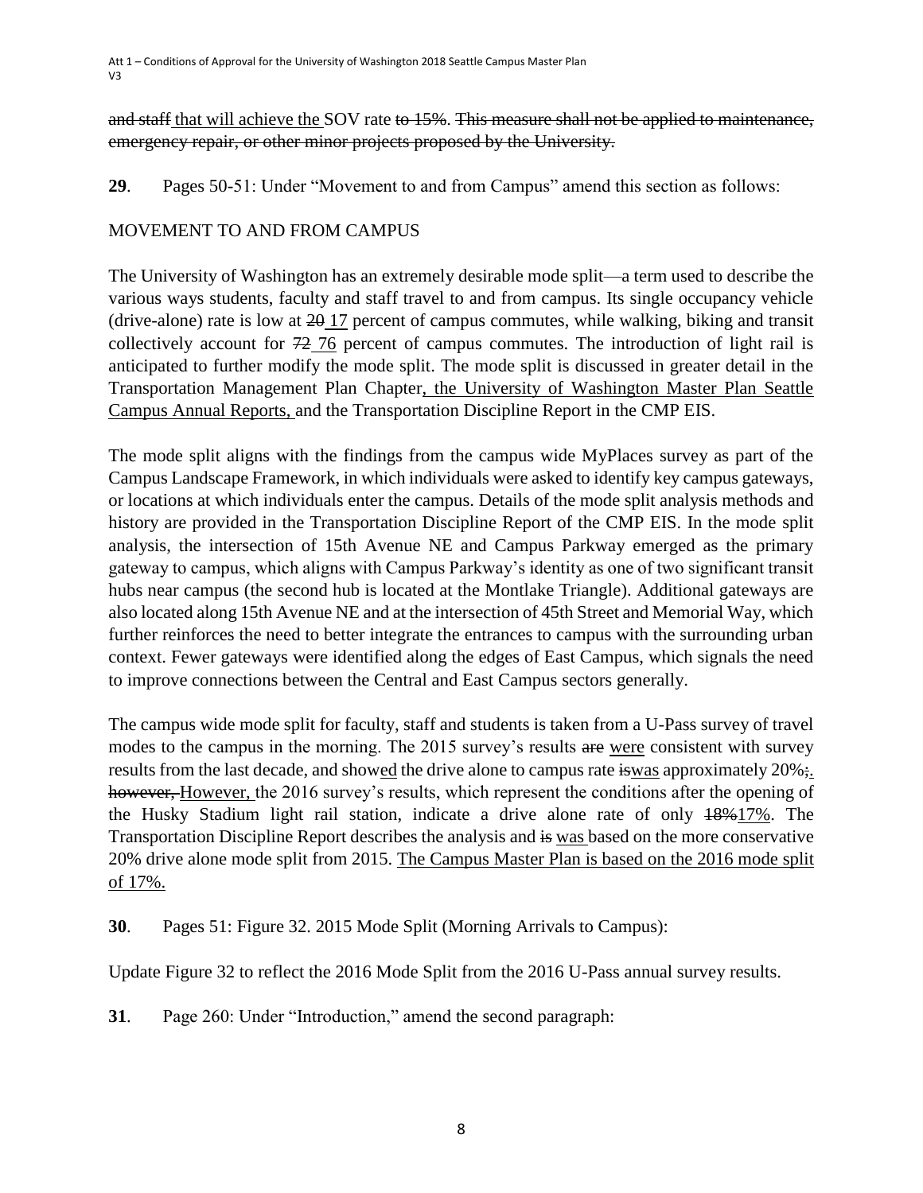~~and staff~~ <u>that will achieve the</u> SOV rate ~~to 15%~~. ~~This measure shall not be applied to maintenance, emergency repair, or other minor projects proposed by the University.~~

**29**. Pages 50-51: Under "Movement to and from Campus" amend this section as follows:

MOVEMENT TO AND FROM CAMPUS

The University of Washington has an extremely desirable mode split—a term used to describe the various ways students, faculty and staff travel to and from campus. Its single occupancy vehicle (drive-alone) rate is low at ~~20~~ <u>17</u> percent of campus commutes, while walking, biking and transit collectively account for ~~72~~ <u>76</u> percent of campus commutes. The introduction of light rail is anticipated to further modify the mode split. The mode split is discussed in greater detail in the Transportation Management Plan Chapter<u>, the University of Washington Master Plan Seattle Campus Annual Reports,</u> and the Transportation Discipline Report in the CMP EIS.

The mode split aligns with the findings from the campus wide MyPlaces survey as part of the Campus Landscape Framework, in which individuals were asked to identify key campus gateways, or locations at which individuals enter the campus. Details of the mode split analysis methods and history are provided in the Transportation Discipline Report of the CMP EIS. In the mode split analysis, the intersection of 15th Avenue NE and Campus Parkway emerged as the primary gateway to campus, which aligns with Campus Parkway's identity as one of two significant transit hubs near campus (the second hub is located at the Montlake Triangle). Additional gateways are also located along 15th Avenue NE and at the intersection of 45th Street and Memorial Way, which further reinforces the need to better integrate the entrances to campus with the surrounding urban context. Fewer gateways were identified along the edges of East Campus, which signals the need to improve connections between the Central and East Campus sectors generally.

The campus wide mode split for faculty, staff and students is taken from a U-Pass survey of travel modes to the campus in the morning. The 2015 survey's results ~~are~~ <u>were</u> consistent with survey results from the last decade, and show<u>ed</u> the drive alone to campus rate ~~is~~<u>was</u> approximately 20%~~;~~<u>.</u> ~~however,~~ <u>However,</u> the 2016 survey's results, which represent the conditions after the opening of the Husky Stadium light rail station, indicate a drive alone rate of only ~~18%~~<u>17%</u>. The Transportation Discipline Report describes the analysis and ~~is~~ <u>was</u> based on the more conservative 20% drive alone mode split from 2015. <u>The Campus Master Plan is based on the 2016 mode split of 17%.</u>

**30**. Pages 51: Figure 32. 2015 Mode Split (Morning Arrivals to Campus):

Update Figure 32 to reflect the 2016 Mode Split from the 2016 U-Pass annual survey results.

**31**. Page 260: Under "Introduction," amend the second paragraph: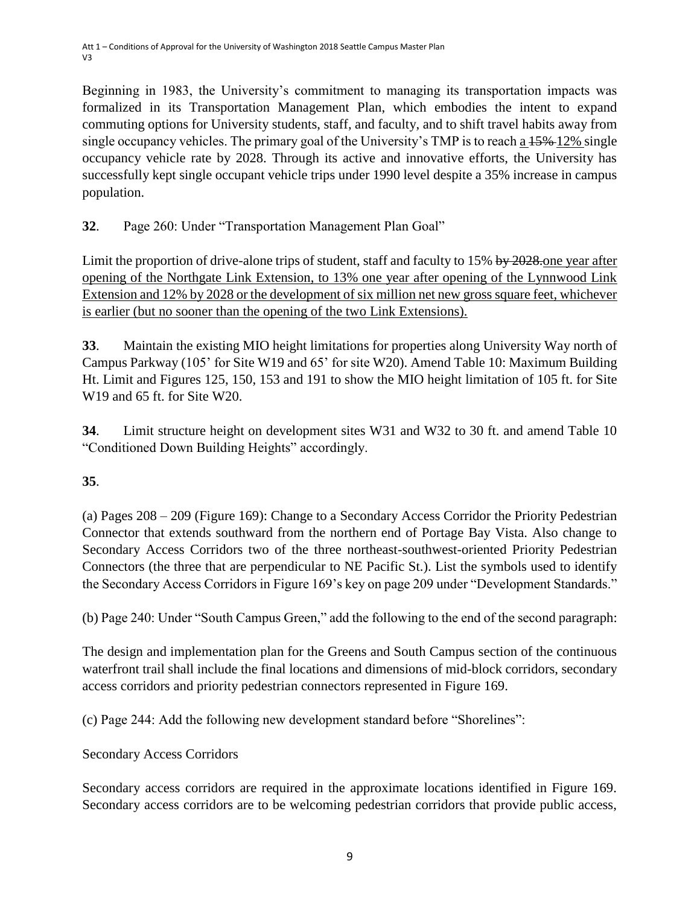Beginning in 1983, the University's commitment to managing its transportation impacts was formalized in its Transportation Management Plan, which embodies the intent to expand commuting options for University students, staff, and faculty, and to shift travel habits away from single occupancy vehicles. The primary goal of the University's TMP is to reach <u>a</u> ~~15%~~ <u>12%</u> single occupancy vehicle rate by 2028. Through its active and innovative efforts, the University has successfully kept single occupant vehicle trips under 1990 level despite a 35% increase in campus population.

**32**. Page 260: Under "Transportation Management Plan Goal"

Limit the proportion of drive-alone trips of student, staff and faculty to 15% ~~by 2028.~~<u>one year after opening of the Northgate Link Extension, to 13% one year after opening of the Lynnwood Link Extension and 12% by 2028 or the development of six million net new gross square feet, whichever is earlier (but no sooner than the opening of the two Link Extensions).</u>

**33**. Maintain the existing MIO height limitations for properties along University Way north of Campus Parkway (105' for Site W19 and 65' for site W20). Amend Table 10: Maximum Building Ht. Limit and Figures 125, 150, 153 and 191 to show the MIO height limitation of 105 ft. for Site W19 and 65 ft. for Site W20.

**34**. Limit structure height on development sites W31 and W32 to 30 ft. and amend Table 10 "Conditioned Down Building Heights" accordingly.

**35**.

(a) Pages 208 – 209 (Figure 169): Change to a Secondary Access Corridor the Priority Pedestrian Connector that extends southward from the northern end of Portage Bay Vista. Also change to Secondary Access Corridors two of the three northeast-southwest-oriented Priority Pedestrian Connectors (the three that are perpendicular to NE Pacific St.). List the symbols used to identify the Secondary Access Corridors in Figure 169's key on page 209 under "Development Standards."

(b) Page 240: Under "South Campus Green," add the following to the end of the second paragraph:

The design and implementation plan for the Greens and South Campus section of the continuous waterfront trail shall include the final locations and dimensions of mid-block corridors, secondary access corridors and priority pedestrian connectors represented in Figure 169.

(c) Page 244: Add the following new development standard before "Shorelines":

Secondary Access Corridors

Secondary access corridors are required in the approximate locations identified in Figure 169. Secondary access corridors are to be welcoming pedestrian corridors that provide public access,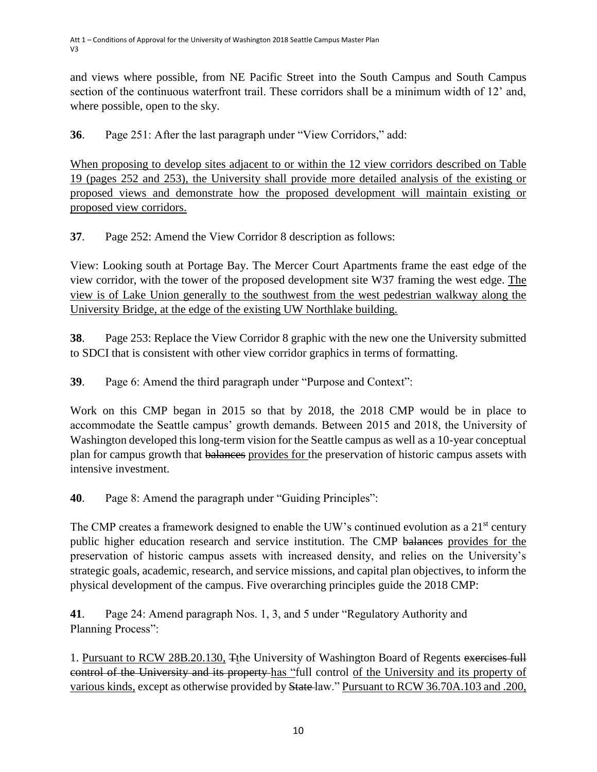and views where possible, from NE Pacific Street into the South Campus and South Campus section of the continuous waterfront trail. These corridors shall be a minimum width of 12' and, where possible, open to the sky.

**36**. Page 251: After the last paragraph under "View Corridors," add:

<u>When proposing to develop sites adjacent to or within the 12 view corridors described on Table 19 (pages 252 and 253), the University shall provide more detailed analysis of the existing or proposed views and demonstrate how the proposed development will maintain existing or proposed view corridors.</u>

**37**. Page 252: Amend the View Corridor 8 description as follows:

View: Looking south at Portage Bay. The Mercer Court Apartments frame the east edge of the view corridor, with the tower of the proposed development site W37 framing the west edge. <u>The view is of Lake Union generally to the southwest from the west pedestrian walkway along the University Bridge, at the edge of the existing UW Northlake building.</u>

**38**. Page 253: Replace the View Corridor 8 graphic with the new one the University submitted to SDCI that is consistent with other view corridor graphics in terms of formatting.

**39**. Page 6: Amend the third paragraph under "Purpose and Context":

Work on this CMP began in 2015 so that by 2018, the 2018 CMP would be in place to accommodate the Seattle campus' growth demands. Between 2015 and 2018, the University of Washington developed this long-term vision for the Seattle campus as well as a 10-year conceptual plan for campus growth that ~~balances~~ <u>provides for</u> the preservation of historic campus assets with intensive investment.

**40**. Page 8: Amend the paragraph under "Guiding Principles":

The CMP creates a framework designed to enable the UW's continued evolution as a 21st century public higher education research and service institution. The CMP ~~balances~~ <u>provides for the</u> preservation of historic campus assets with increased density, and relies on the University's strategic goals, academic, research, and service missions, and capital plan objectives, to inform the physical development of the campus. Five overarching principles guide the 2018 CMP:

**41**. Page 24: Amend paragraph Nos. 1, 3, and 5 under "Regulatory Authority and Planning Process":

1. <u>Pursuant to RCW 28B.20.130,</u> ~~T~~<u>t</u>he University of Washington Board of Regents ~~exercises full control of the University and its property~~ <u>has</u> "full control <u>of the University and its property of various kinds,</u> except as otherwise provided by ~~State~~ law." <u>Pursuant to RCW 36.70A.103 and .200,</u>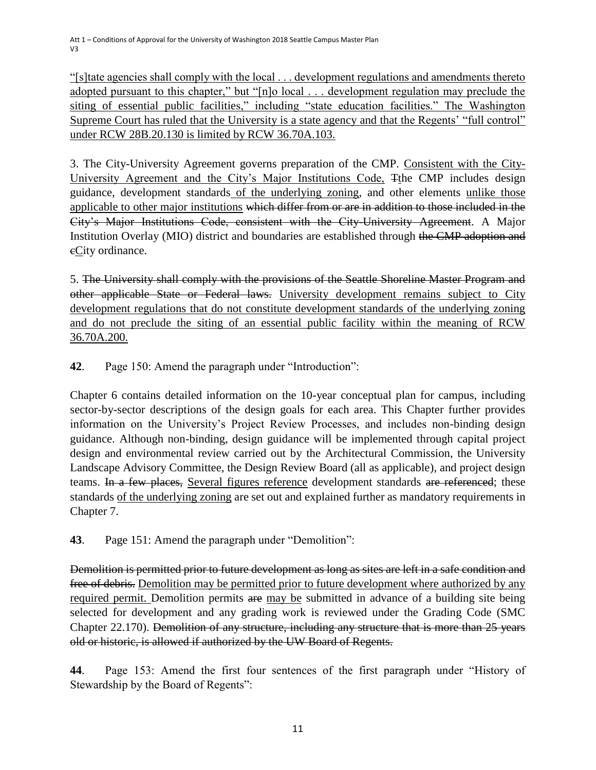<u>"[s]tate agencies shall comply with the local . . . development regulations and amendments thereto adopted pursuant to this chapter," but "[n]o local . . . development regulation may preclude the siting of essential public facilities," including "state education facilities." The Washington Supreme Court has ruled that the University is a state agency and that the Regents' "full control" under RCW 28B.20.130 is limited by RCW 36.70A.103.</u>

3. The City-University Agreement governs preparation of the CMP. <u>Consistent with the City-University Agreement and the City's Major Institutions Code,</u> ~~T~~<u>t</u>he CMP includes design guidance, development standards<u> of the underlying zoning</u>, and other elements <u>unlike those applicable to other major institutions</u> ~~which differ from or are in addition to those included in the City's Major Institutions Code, consistent with the City-University Agreement~~. A Major Institution Overlay (MIO) district and boundaries are established through ~~the CMP adoption and c~~<u>C</u>ity ordinance.

5. ~~The University shall comply with the provisions of the Seattle Shoreline Master Program and other applicable State or Federal laws.~~ <u>University development remains subject to City development regulations that do not constitute development standards of the underlying zoning and do not preclude the siting of an essential public facility within the meaning of RCW 36.70A.200.</u>

**42**. Page 150: Amend the paragraph under "Introduction":

Chapter 6 contains detailed information on the 10-year conceptual plan for campus, including sector-by-sector descriptions of the design goals for each area. This Chapter further provides information on the University's Project Review Processes, and includes non-binding design guidance. Although non-binding, design guidance will be implemented through capital project design and environmental review carried out by the Architectural Commission, the University Landscape Advisory Committee, the Design Review Board (all as applicable), and project design teams. ~~In a few places,~~ <u>Several figures reference</u> development standards ~~are referenced~~; these standards <u>of the underlying zoning</u> are set out and explained further as mandatory requirements in Chapter 7.

**43**. Page 151: Amend the paragraph under "Demolition":

~~Demolition is permitted prior to future development as long as sites are left in a safe condition and free of debris.~~ <u>Demolition may be permitted prior to future development where authorized by any required permit.</u> Demolition permits ~~are~~ <u>may be</u> submitted in advance of a building site being selected for development and any grading work is reviewed under the Grading Code (SMC Chapter 22.170). ~~Demolition of any structure, including any structure that is more than 25 years old or historic, is allowed if authorized by the UW Board of Regents.~~

**44**. Page 153: Amend the first four sentences of the first paragraph under "History of Stewardship by the Board of Regents":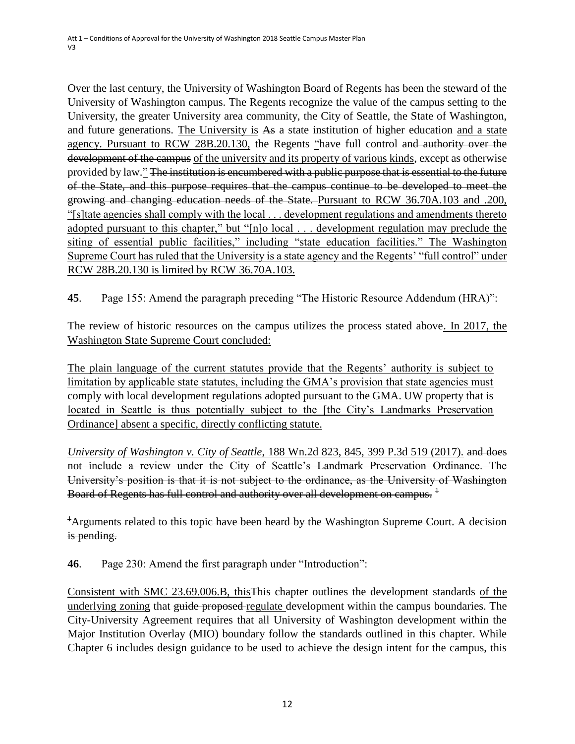Over the last century, the University of Washington Board of Regents has been the steward of the University of Washington campus. The Regents recognize the value of the campus setting to the University, the greater University area community, the City of Seattle, the State of Washington, and future generations. <u>The University is</u> ~~As~~ a state institution of higher education <u>and a state agency. Pursuant to RCW 28B.20.130,</u> the Regents <u>"</u>have full control ~~and authority over the development of the campus~~ <u>of the university and its property of various kinds</u>, except as otherwise provided by law.<u>"</u> ~~The institution is encumbered with a public purpose that is essential to the future of the State, and this purpose requires that the campus continue to be developed to meet the growing and changing education needs of the State.~~ <u>Pursuant to RCW 36.70A.103 and .200, "[s]tate agencies shall comply with the local . . . development regulations and amendments thereto adopted pursuant to this chapter," but "[n]o local . . . development regulation may preclude the siting of essential public facilities," including "state education facilities." The Washington Supreme Court has ruled that the University is a state agency and the Regents' "full control" under RCW 28B.20.130 is limited by RCW 36.70A.103.</u>

**45**. Page 155: Amend the paragraph preceding "The Historic Resource Addendum (HRA)":

The review of historic resources on the campus utilizes the process stated above<u>. In 2017, the Washington State Supreme Court concluded:</u>

<u>The plain language of the current statutes provide that the Regents' authority is subject to limitation by applicable state statutes, including the GMA's provision that state agencies must comply with local development regulations adopted pursuant to the GMA. UW property that is located in Seattle is thus potentially subject to the [the City's Landmarks Preservation Ordinance] absent a specific, directly conflicting statute.</u>

<u>*University of Washington v. City of Seattle*, 188 Wn.2d 823, 845, 399 P.3d 519 (2017).</u> ~~and does not include a review under the City of Seattle's Landmark Preservation Ordinance. The University's position is that it is not subject to the ordinance, as the University of Washington Board of Regents has full control and authority over all development on campus.~~ ~~[1]~~

~~[1]Arguments related to this topic have been heard by the Washington Supreme Court. A decision is pending.~~

**46**. Page 230: Amend the first paragraph under "Introduction":

<u>Consistent with SMC 23.69.006.B, this</u>~~This~~ chapter outlines the development standards <u>of the underlying zoning</u> that ~~guide proposed~~ <u>regulate</u> development within the campus boundaries. The City-University Agreement requires that all University of Washington development within the Major Institution Overlay (MIO) boundary follow the standards outlined in this chapter. While Chapter 6 includes design guidance to be used to achieve the design intent for the campus, this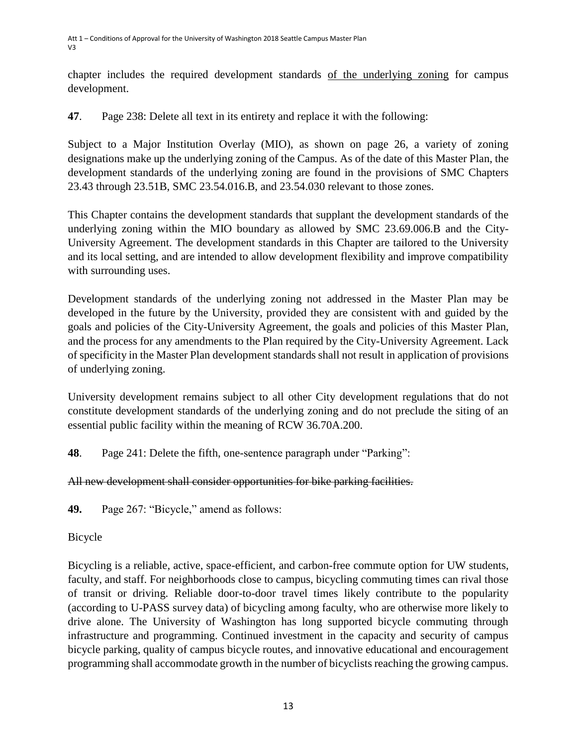chapter includes the required development standards <u>of the underlying zoning</u> for campus development.

**47**. Page 238: Delete all text in its entirety and replace it with the following:

Subject to a Major Institution Overlay (MIO), as shown on page 26, a variety of zoning designations make up the underlying zoning of the Campus. As of the date of this Master Plan, the development standards of the underlying zoning are found in the provisions of SMC Chapters 23.43 through 23.51B, SMC 23.54.016.B, and 23.54.030 relevant to those zones.

This Chapter contains the development standards that supplant the development standards of the underlying zoning within the MIO boundary as allowed by SMC 23.69.006.B and the City-University Agreement. The development standards in this Chapter are tailored to the University and its local setting, and are intended to allow development flexibility and improve compatibility with surrounding uses.

Development standards of the underlying zoning not addressed in the Master Plan may be developed in the future by the University, provided they are consistent with and guided by the goals and policies of the City-University Agreement, the goals and policies of this Master Plan, and the process for any amendments to the Plan required by the City-University Agreement. Lack of specificity in the Master Plan development standards shall not result in application of provisions of underlying zoning.

University development remains subject to all other City development regulations that do not constitute development standards of the underlying zoning and do not preclude the siting of an essential public facility within the meaning of RCW 36.70A.200.

**48**. Page 241: Delete the fifth, one-sentence paragraph under "Parking":

~~All new development shall consider opportunities for bike parking facilities.~~

**49.** Page 267: "Bicycle," amend as follows:

Bicycle

Bicycling is a reliable, active, space-efficient, and carbon-free commute option for UW students, faculty, and staff. For neighborhoods close to campus, bicycling commuting times can rival those of transit or driving. Reliable door-to-door travel times likely contribute to the popularity (according to U-PASS survey data) of bicycling among faculty, who are otherwise more likely to drive alone. The University of Washington has long supported bicycle commuting through infrastructure and programming. Continued investment in the capacity and security of campus bicycle parking, quality of campus bicycle routes, and innovative educational and encouragement programming shall accommodate growth in the number of bicyclists reaching the growing campus.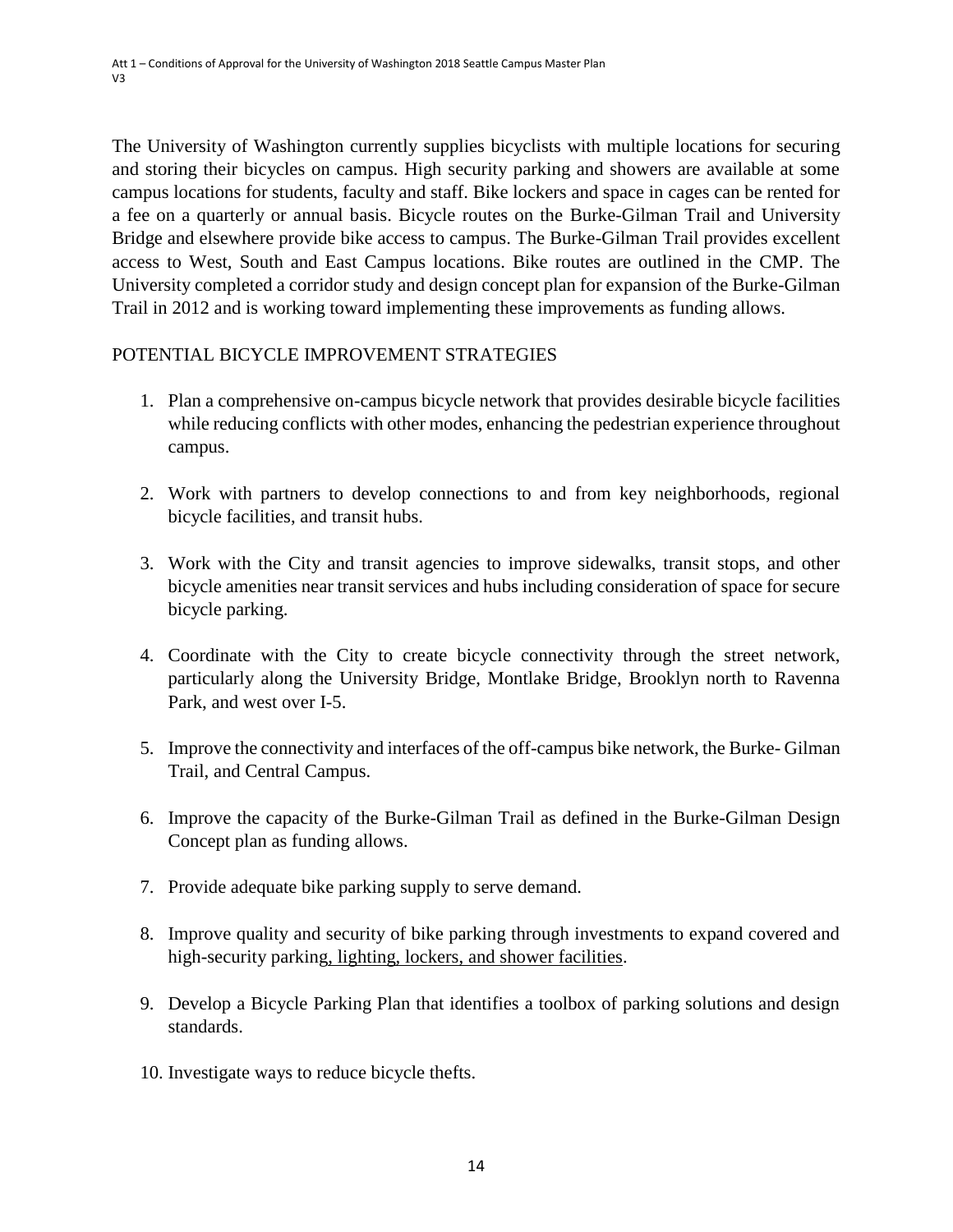The University of Washington currently supplies bicyclists with multiple locations for securing and storing their bicycles on campus. High security parking and showers are available at some campus locations for students, faculty and staff. Bike lockers and space in cages can be rented for a fee on a quarterly or annual basis. Bicycle routes on the Burke-Gilman Trail and University Bridge and elsewhere provide bike access to campus. The Burke-Gilman Trail provides excellent access to West, South and East Campus locations. Bike routes are outlined in the CMP. The University completed a corridor study and design concept plan for expansion of the Burke-Gilman Trail in 2012 and is working toward implementing these improvements as funding allows.

## POTENTIAL BICYCLE IMPROVEMENT STRATEGIES

1. Plan a comprehensive on-campus bicycle network that provides desirable bicycle facilities while reducing conflicts with other modes, enhancing the pedestrian experience throughout campus.

2. Work with partners to develop connections to and from key neighborhoods, regional bicycle facilities, and transit hubs.

3. Work with the City and transit agencies to improve sidewalks, transit stops, and other bicycle amenities near transit services and hubs including consideration of space for secure bicycle parking.

4. Coordinate with the City to create bicycle connectivity through the street network, particularly along the University Bridge, Montlake Bridge, Brooklyn north to Ravenna Park, and west over I-5.

5. Improve the connectivity and interfaces of the off-campus bike network, the Burke- Gilman Trail, and Central Campus.

6. Improve the capacity of the Burke-Gilman Trail as defined in the Burke-Gilman Design Concept plan as funding allows.

7. Provide adequate bike parking supply to serve demand.

8. Improve quality and security of bike parking through investments to expand covered and high-security parking, lighting, lockers, and shower facilities.

9. Develop a Bicycle Parking Plan that identifies a toolbox of parking solutions and design standards.

10. Investigate ways to reduce bicycle thefts.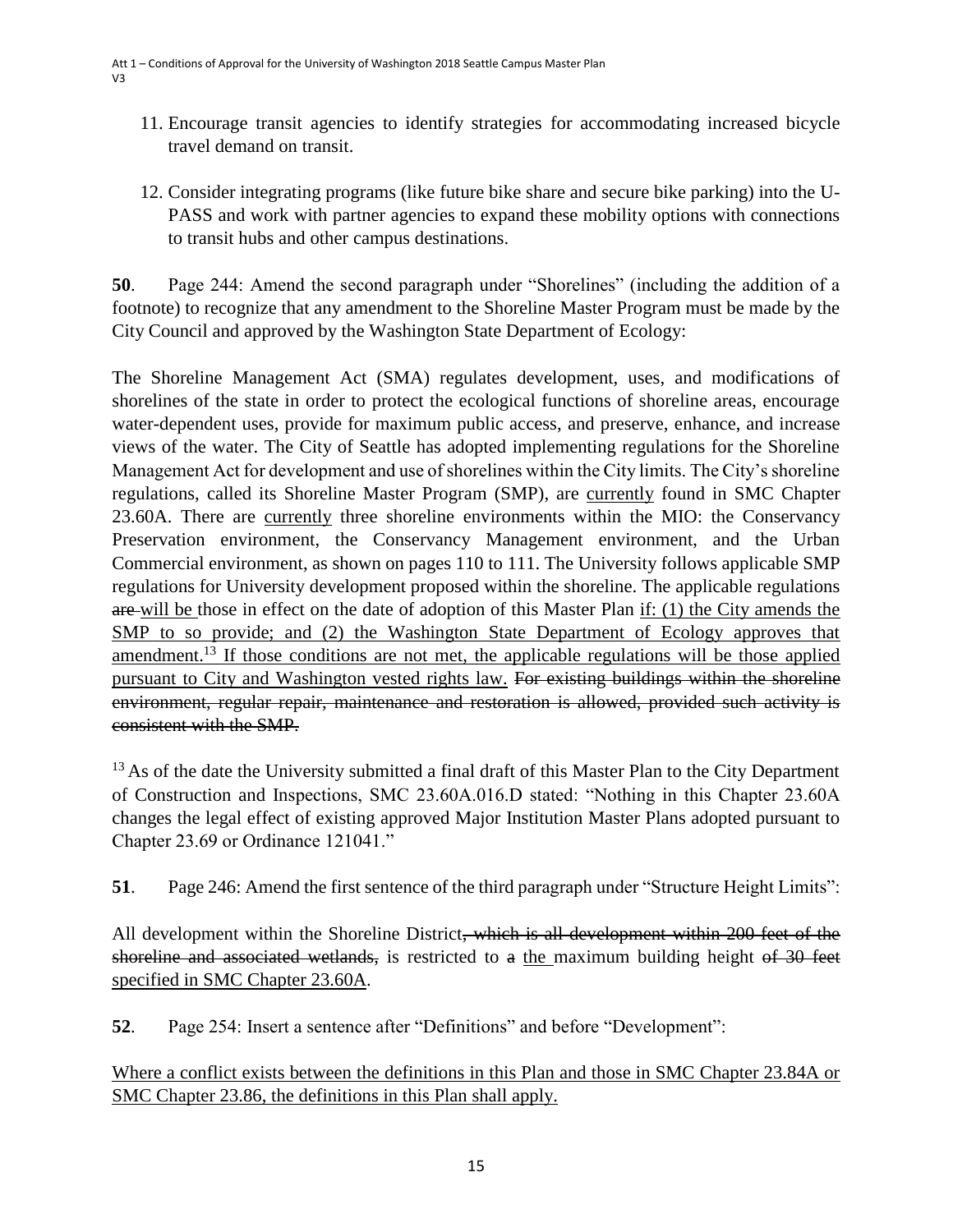11. Encourage transit agencies to identify strategies for accommodating increased bicycle travel demand on transit.

12. Consider integrating programs (like future bike share and secure bike parking) into the U-PASS and work with partner agencies to expand these mobility options with connections to transit hubs and other campus destinations.

**50**. Page 244: Amend the second paragraph under "Shorelines" (including the addition of a footnote) to recognize that any amendment to the Shoreline Master Program must be made by the City Council and approved by the Washington State Department of Ecology:

The Shoreline Management Act (SMA) regulates development, uses, and modifications of shorelines of the state in order to protect the ecological functions of shoreline areas, encourage water-dependent uses, provide for maximum public access, and preserve, enhance, and increase views of the water. The City of Seattle has adopted implementing regulations for the Shoreline Management Act for development and use of shorelines within the City limits. The City's shoreline regulations, called its Shoreline Master Program (SMP), are <u>currently</u> found in SMC Chapter 23.60A. There are <u>currently</u> three shoreline environments within the MIO: the Conservancy Preservation environment, the Conservancy Management environment, and the Urban Commercial environment, as shown on pages 110 to 111. The University follows applicable SMP regulations for University development proposed within the shoreline. The applicable regulations ~~are~~ <u>will be</u> those in effect on the date of adoption of this Master Plan <u>if: (1) the City amends the SMP to so provide; and (2) the Washington State Department of Ecology approves that amendment.[13] If those conditions are not met, the applicable regulations will be those applied pursuant to City and Washington vested rights law.</u> ~~For existing buildings within the shoreline environment, regular repair, maintenance and restoration is allowed, provided such activity is consistent with the SMP.~~

[13] As of the date the University submitted a final draft of this Master Plan to the City Department of Construction and Inspections, SMC 23.60A.016.D stated: "Nothing in this Chapter 23.60A changes the legal effect of existing approved Major Institution Master Plans adopted pursuant to Chapter 23.69 or Ordinance 121041."

**51**. Page 246: Amend the first sentence of the third paragraph under "Structure Height Limits":

All development within the Shoreline District~~, which is all development within 200 feet of the shoreline and associated wetlands,~~ is restricted to ~~a~~ <u>the</u> maximum building height ~~of 30 feet~~ <u>specified in SMC Chapter 23.60A</u>.

**52**. Page 254: Insert a sentence after "Definitions" and before "Development":

<u>Where a conflict exists between the definitions in this Plan and those in SMC Chapter 23.84A or SMC Chapter 23.86, the definitions in this Plan shall apply.</u>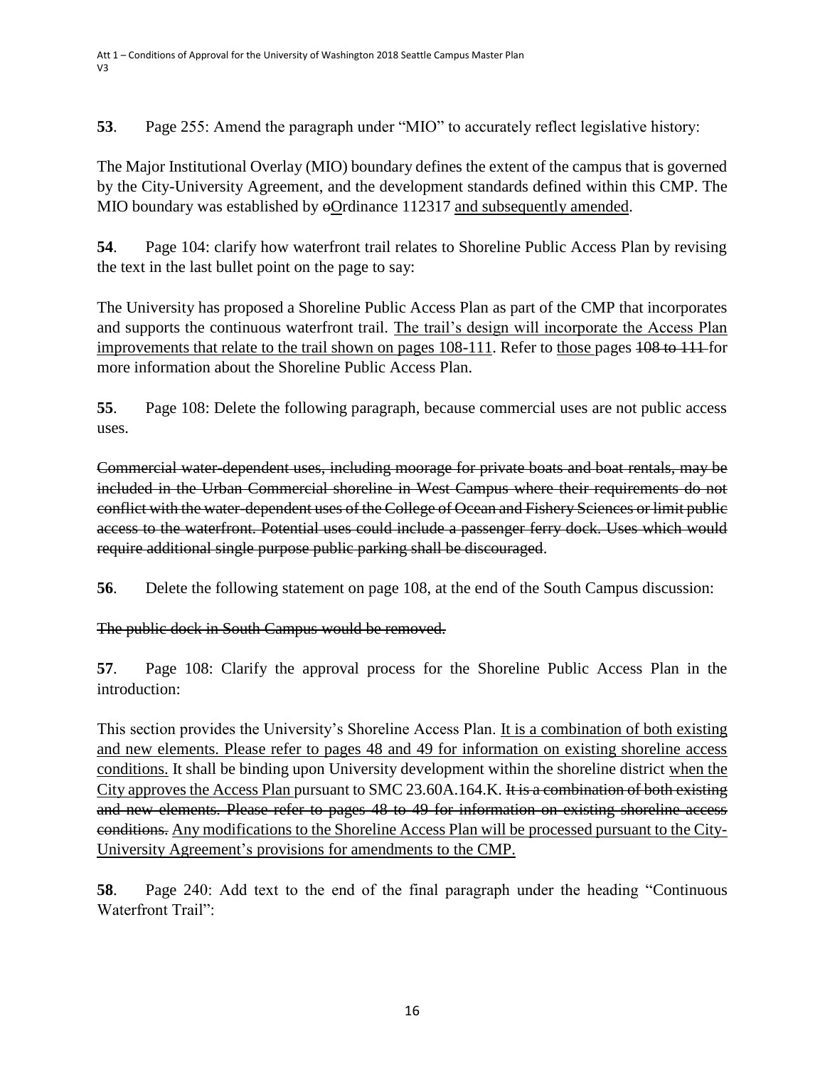**53**. Page 255: Amend the paragraph under “MIO” to accurately reflect legislative history:

The Major Institutional Overlay (MIO) boundary defines the extent of the campus that is governed by the City-University Agreement, and the development standards defined within this CMP. The MIO boundary was established by ~~o~~<u>O</u>rdinance 112317 <u>and subsequently amended</u>.

**54**. Page 104: clarify how waterfront trail relates to Shoreline Public Access Plan by revising the text in the last bullet point on the page to say:

The University has proposed a Shoreline Public Access Plan as part of the CMP that incorporates and supports the continuous waterfront trail. <u>The trail’s design will incorporate the Access Plan improvements that relate to the trail shown on pages 108-111</u>. Refer to <u>those</u> pages ~~108 to 111~~ for more information about the Shoreline Public Access Plan.

**55**. Page 108: Delete the following paragraph, because commercial uses are not public access uses.

~~Commercial water-dependent uses, including moorage for private boats and boat rentals, may be included in the Urban Commercial shoreline in West Campus where their requirements do not conflict with the water-dependent uses of the College of Ocean and Fishery Sciences or limit public access to the waterfront. Potential uses could include a passenger ferry dock. Uses which would require additional single purpose public parking shall be discouraged~~.

**56**. Delete the following statement on page 108, at the end of the South Campus discussion:

~~The public dock in South Campus would be removed.~~

**57**. Page 108: Clarify the approval process for the Shoreline Public Access Plan in the introduction:

This section provides the University’s Shoreline Access Plan. <u>It is a combination of both existing and new elements. Please refer to pages 48 and 49 for information on existing shoreline access conditions.</u> It shall be binding upon University development within the shoreline district <u>when the City approves the Access Plan</u> pursuant to SMC 23.60A.164.K. ~~It is a combination of both existing and new elements. Please refer to pages 48 to 49 for information on existing shoreline access conditions.~~ <u>Any modifications to the Shoreline Access Plan will be processed pursuant to the City-University Agreement’s provisions for amendments to the CMP.</u>

**58**. Page 240: Add text to the end of the final paragraph under the heading “Continuous Waterfront Trail”: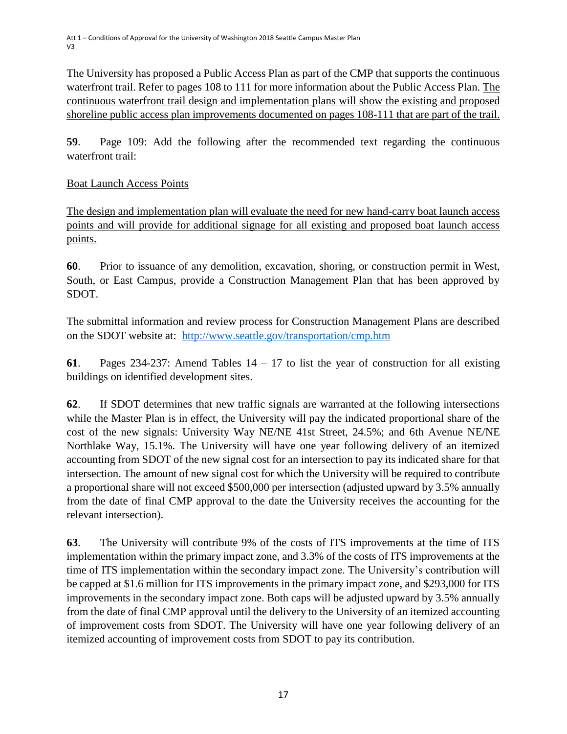The University has proposed a Public Access Plan as part of the CMP that supports the continuous waterfront trail. Refer to pages 108 to 111 for more information about the Public Access Plan. <u>The continuous waterfront trail design and implementation plans will show the existing and proposed shoreline public access plan improvements documented on pages 108-111 that are part of the trail.</u>

**59**. Page 109: Add the following after the recommended text regarding the continuous waterfront trail:

<u>Boat Launch Access Points</u>

<u>The design and implementation plan will evaluate the need for new hand-carry boat launch access points and will provide for additional signage for all existing and proposed boat launch access points.</u>

**60**. Prior to issuance of any demolition, excavation, shoring, or construction permit in West, South, or East Campus, provide a Construction Management Plan that has been approved by SDOT.

The submittal information and review process for Construction Management Plans are described on the SDOT website at: [http://www.seattle.gov/transportation/cmp.htm](http://www.seattle.gov/transportation/cmp.htm)

**61**. Pages 234-237: Amend Tables 14 – 17 to list the year of construction for all existing buildings on identified development sites.

**62**. If SDOT determines that new traffic signals are warranted at the following intersections while the Master Plan is in effect, the University will pay the indicated proportional share of the cost of the new signals: University Way NE/NE 41st Street, 24.5%; and 6th Avenue NE/NE Northlake Way, 15.1%. The University will have one year following delivery of an itemized accounting from SDOT of the new signal cost for an intersection to pay its indicated share for that intersection. The amount of new signal cost for which the University will be required to contribute a proportional share will not exceed $500,000 per intersection (adjusted upward by 3.5% annually from the date of final CMP approval to the date the University receives the accounting for the relevant intersection).

**63**. The University will contribute 9% of the costs of ITS improvements at the time of ITS implementation within the primary impact zone, and 3.3% of the costs of ITS improvements at the time of ITS implementation within the secondary impact zone. The University's contribution will be capped at $1.6 million for ITS improvements in the primary impact zone, and $293,000 for ITS improvements in the secondary impact zone. Both caps will be adjusted upward by 3.5% annually from the date of final CMP approval until the delivery to the University of an itemized accounting of improvement costs from SDOT. The University will have one year following delivery of an itemized accounting of improvement costs from SDOT to pay its contribution.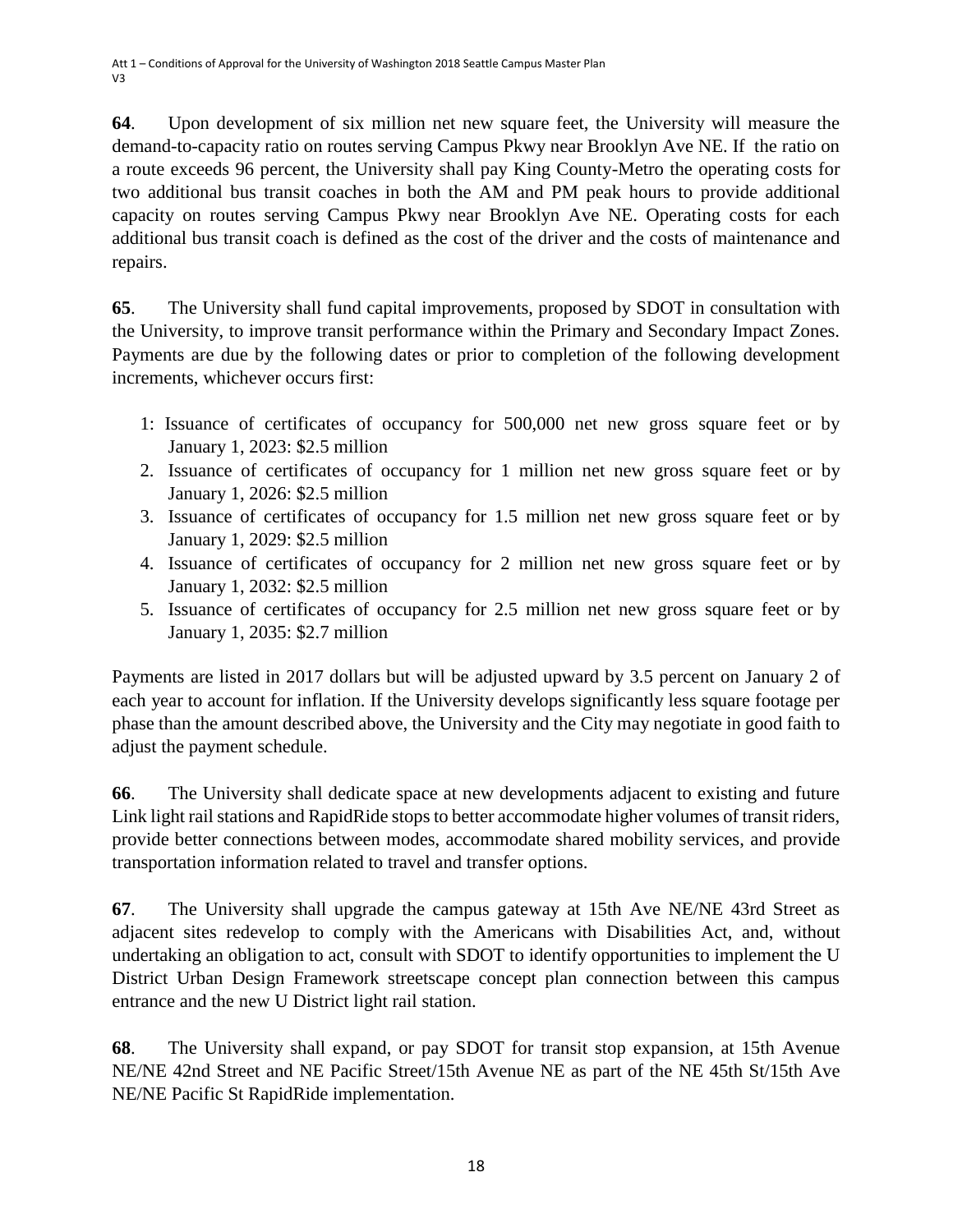**64**. Upon development of six million net new square feet, the University will measure the demand-to-capacity ratio on routes serving Campus Pkwy near Brooklyn Ave NE. If the ratio on a route exceeds 96 percent, the University shall pay King County-Metro the operating costs for two additional bus transit coaches in both the AM and PM peak hours to provide additional capacity on routes serving Campus Pkwy near Brooklyn Ave NE. Operating costs for each additional bus transit coach is defined as the cost of the driver and the costs of maintenance and repairs.

**65**. The University shall fund capital improvements, proposed by SDOT in consultation with the University, to improve transit performance within the Primary and Secondary Impact Zones. Payments are due by the following dates or prior to completion of the following development increments, whichever occurs first:

1: Issuance of certificates of occupancy for 500,000 net new gross square feet or by January 1, 2023: $2.5 million
2. Issuance of certificates of occupancy for 1 million net new gross square feet or by January 1, 2026: $2.5 million
3. Issuance of certificates of occupancy for 1.5 million net new gross square feet or by January 1, 2029: $2.5 million
4. Issuance of certificates of occupancy for 2 million net new gross square feet or by January 1, 2032: $2.5 million
5. Issuance of certificates of occupancy for 2.5 million net new gross square feet or by January 1, 2035: $2.7 million

Payments are listed in 2017 dollars but will be adjusted upward by 3.5 percent on January 2 of each year to account for inflation. If the University develops significantly less square footage per phase than the amount described above, the University and the City may negotiate in good faith to adjust the payment schedule.

**66**. The University shall dedicate space at new developments adjacent to existing and future Link light rail stations and RapidRide stops to better accommodate higher volumes of transit riders, provide better connections between modes, accommodate shared mobility services, and provide transportation information related to travel and transfer options.

**67**. The University shall upgrade the campus gateway at 15th Ave NE/NE 43rd Street as adjacent sites redevelop to comply with the Americans with Disabilities Act, and, without undertaking an obligation to act, consult with SDOT to identify opportunities to implement the U District Urban Design Framework streetscape concept plan connection between this campus entrance and the new U District light rail station.

**68**. The University shall expand, or pay SDOT for transit stop expansion, at 15th Avenue NE/NE 42nd Street and NE Pacific Street/15th Avenue NE as part of the NE 45th St/15th Ave NE/NE Pacific St RapidRide implementation.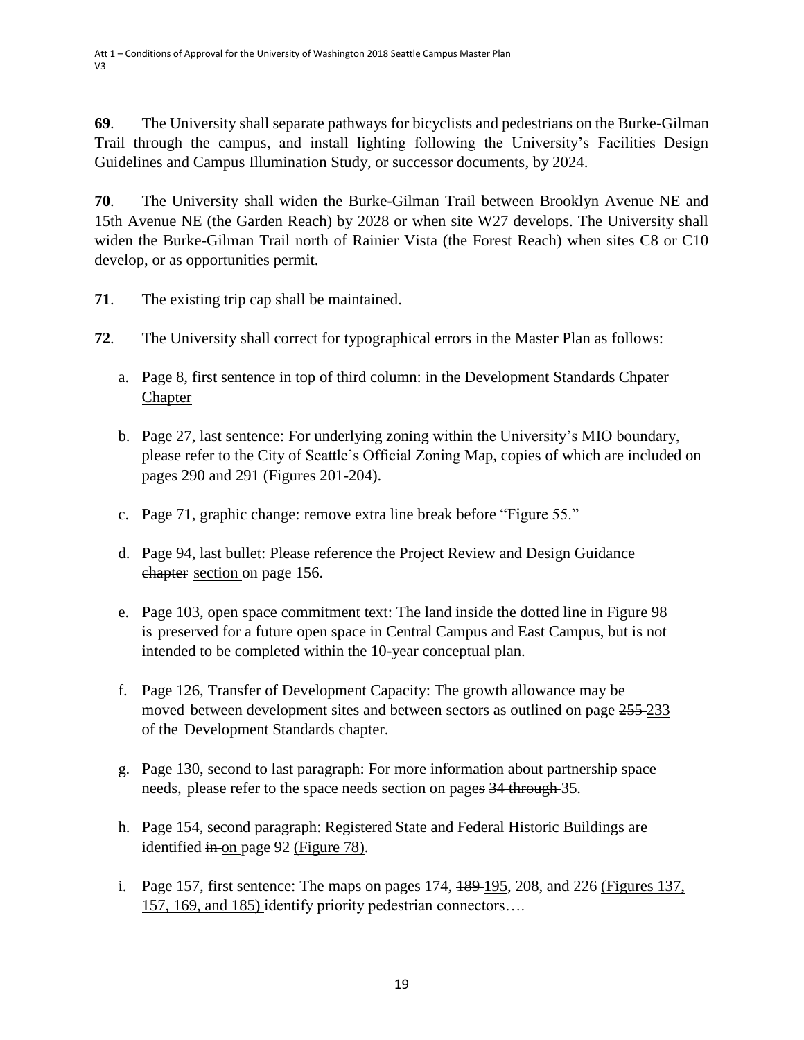**69**. The University shall separate pathways for bicyclists and pedestrians on the Burke-Gilman Trail through the campus, and install lighting following the University's Facilities Design Guidelines and Campus Illumination Study, or successor documents, by 2024.

**70**. The University shall widen the Burke-Gilman Trail between Brooklyn Avenue NE and 15th Avenue NE (the Garden Reach) by 2028 or when site W27 develops. The University shall widen the Burke-Gilman Trail north of Rainier Vista (the Forest Reach) when sites C8 or C10 develop, or as opportunities permit.

**71**. The existing trip cap shall be maintained.

**72**. The University shall correct for typographical errors in the Master Plan as follows:

a. Page 8, first sentence in top of third column: in the Development Standards ~~Chpater~~ <u>Chapter</u>

b. Page 27, last sentence: For underlying zoning within the University's MIO boundary, please refer to the City of Seattle's Official Zoning Map, copies of which are included on pages 290 <u>and 291 (Figures 201-204)</u>.

c. Page 71, graphic change: remove extra line break before "Figure 55."

d. Page 94, last bullet: Please reference the ~~Project Review and~~ Design Guidance ~~chapter~~ <u>section</u> on page 156.

e. Page 103, open space commitment text: The land inside the dotted line in Figure 98 <u>is</u> preserved for a future open space in Central Campus and East Campus, but is not intended to be completed within the 10-year conceptual plan.

f. Page 126, Transfer of Development Capacity: The growth allowance may be moved between development sites and between sectors as outlined on page ~~255~~ <u>233</u> of the Development Standards chapter.

g. Page 130, second to last paragraph: For more information about partnership space needs, please refer to the space needs section on page~~s 34 through~~ 35.

h. Page 154, second paragraph: Registered State and Federal Historic Buildings are identified ~~in~~ <u>on</u> page 92 <u>(Figure 78)</u>.

i. Page 157, first sentence: The maps on pages 174, ~~189~~ <u>195</u>, 208, and 226 <u>(Figures 137, 157, 169, and 185)</u> identify priority pedestrian connectors….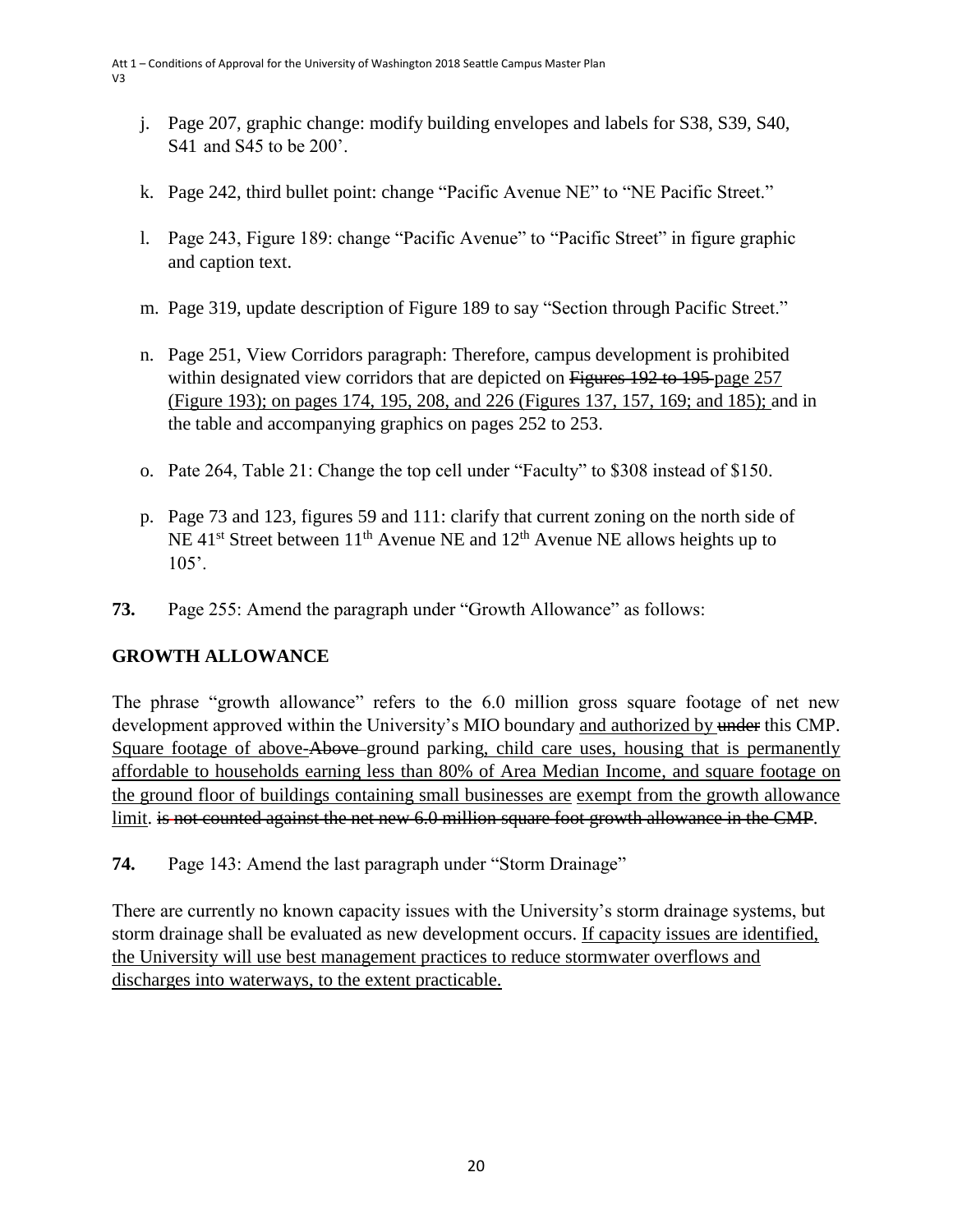j. Page 207, graphic change: modify building envelopes and labels for S38, S39, S40, S41 and S45 to be 200'.

k. Page 242, third bullet point: change "Pacific Avenue NE" to "NE Pacific Street."

l. Page 243, Figure 189: change "Pacific Avenue" to "Pacific Street" in figure graphic and caption text.

m. Page 319, update description of Figure 189 to say "Section through Pacific Street."

n. Page 251, View Corridors paragraph: Therefore, campus development is prohibited within designated view corridors that are depicted on ~~Figures 192 to 195~~ <u>page 257 (Figure 193); on pages 174, 195, 208, and 226 (Figures 137, 157, 169; and 185);</u> and in the table and accompanying graphics on pages 252 to 253.

o. Pate 264, Table 21: Change the top cell under "Faculty" to $308 instead of $150.

p. Page 73 and 123, figures 59 and 111: clarify that current zoning on the north side of NE 41st Street between 11th Avenue NE and 12th Avenue NE allows heights up to 105'.

**73.** Page 255: Amend the paragraph under "Growth Allowance" as follows:

## GROWTH ALLOWANCE

The phrase "growth allowance" refers to the 6.0 million gross square footage of net new development approved within the University's MIO boundary <u>and authorized by</u> ~~under~~ this CMP. <u>Square footage of above-</u>~~Above~~ ground parking<u>, child care uses, housing that is permanently affordable to households earning less than 80% of Area Median Income, and square footage on the ground floor of buildings containing small businesses are</u> <u>exempt from the growth allowance limit</u>. ~~is not counted against the net new 6.0 million square foot growth allowance in the CMP~~.

**74.** Page 143: Amend the last paragraph under "Storm Drainage"

There are currently no known capacity issues with the University's storm drainage systems, but storm drainage shall be evaluated as new development occurs. <u>If capacity issues are identified, the University will use best management practices to reduce stormwater overflows and discharges into waterways, to the extent practicable.</u>